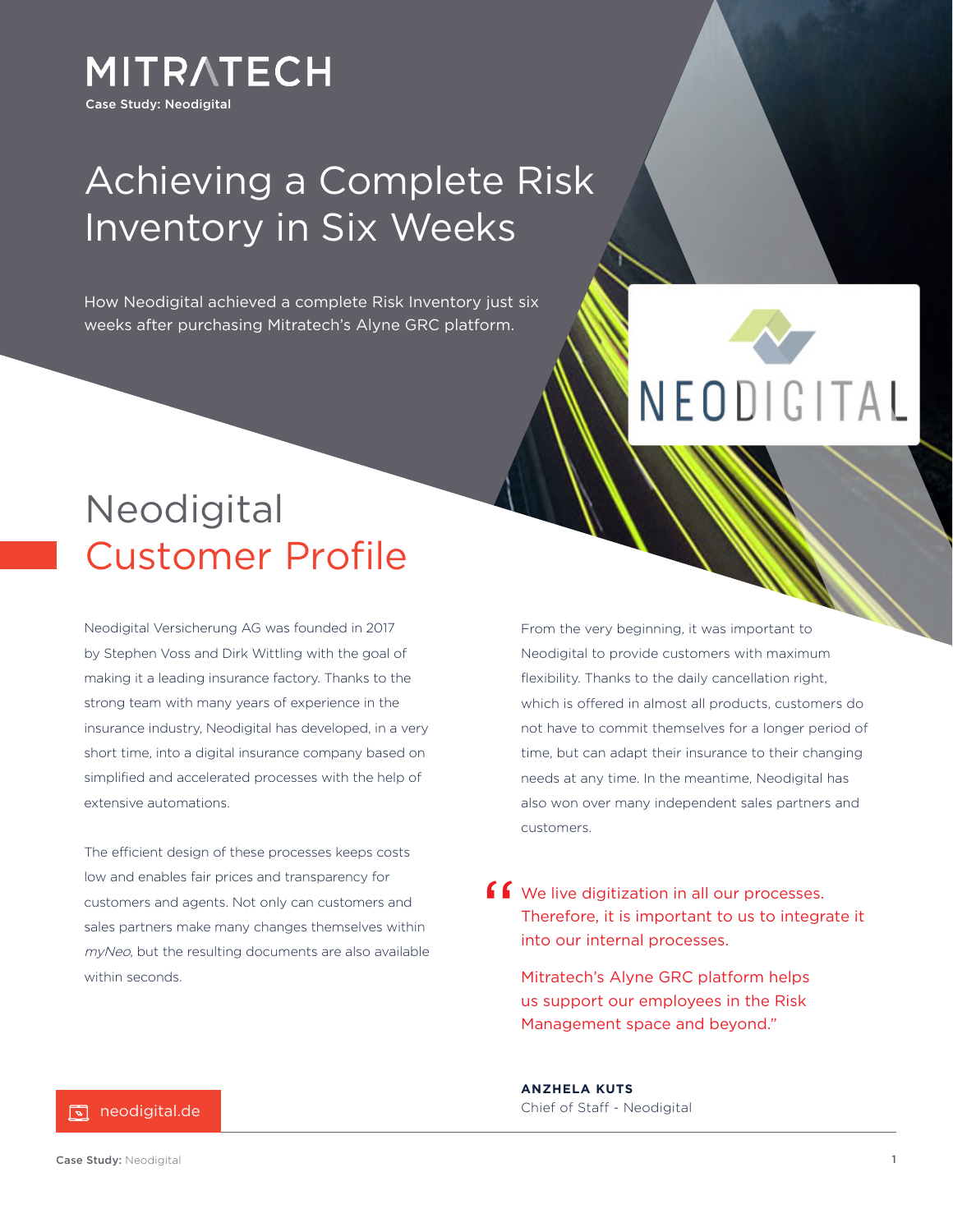MITRATECH

Case Study: Neodigital

# Achieving a Complete Risk Inventory in Six Weeks

How Neodigital achieved a complete Risk Inventory just six weeks after purchasing Mitratech's Alyne GRC platform.

NEODIGITAL

## Neodigital Customer Profile

Neodigital Versicherung AG was founded in 2017 by Stephen Voss and Dirk Wittling with the goal of making it a leading insurance factory. Thanks to the strong team with many years of experience in the insurance industry, Neodigital has developed, in a very short time, into a digital insurance company based on simplified and accelerated processes with the help of extensive automations.

The efficient design of these processes keeps costs low and enables fair prices and transparency for customers and agents. Not only can customers and sales partners make many changes themselves within *myNeo*, but the resulting documents are also available within seconds.

From the very beginning, it was important to Neodigital to provide customers with maximum flexibility. Thanks to the daily cancellation right, which is offered in almost all products, customers do not have to commit themselves for a longer period of time, but can adapt their insurance to their changing needs at any time. In the meantime, Neodigital has also won over many independent sales partners and customers.

> "We live digitization in all our processes. Therefore, it is important to us to integrate it into our internal processes.
>
> Mitratech's Alyne GRC platform helps us support our employees in the Risk Management space and beyond."
>
> **ANZHELA KUTS**
> Chief of Staff - Neodigital

neodigital.de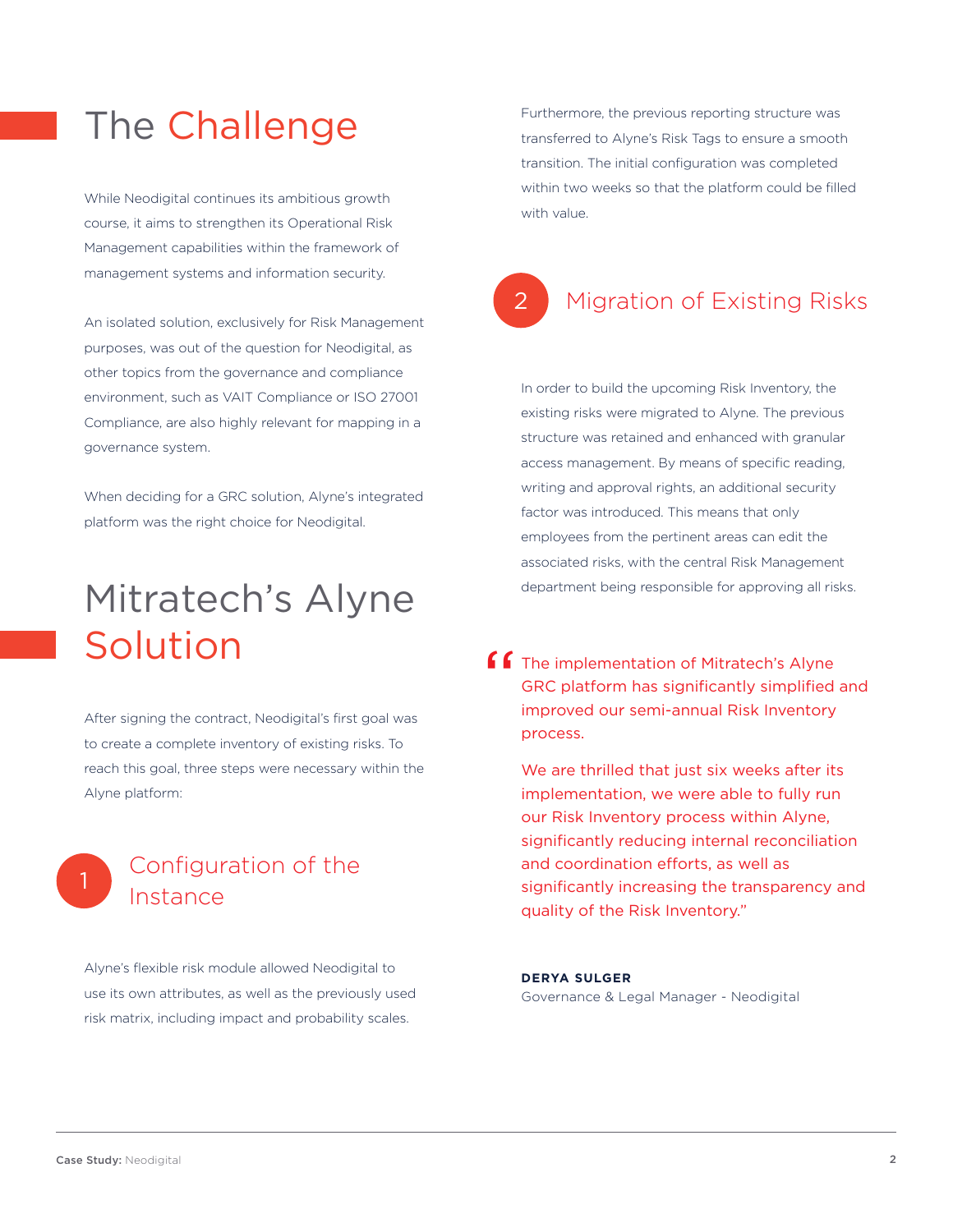# The Challenge

While Neodigital continues its ambitious growth course, it aims to strengthen its Operational Risk Management capabilities within the framework of management systems and information security.

An isolated solution, exclusively for Risk Management purposes, was out of the question for Neodigital, as other topics from the governance and compliance environment, such as VAIT Compliance or ISO 27001 Compliance, are also highly relevant for mapping in a governance system.

When deciding for a GRC solution, Alyne's integrated platform was the right choice for Neodigital.

# Mitratech's Alyne Solution

After signing the contract, Neodigital's first goal was to create a complete inventory of existing risks. To reach this goal, three steps were necessary within the Alyne platform:

## 1 Configuration of the Instance

Alyne's flexible risk module allowed Neodigital to use its own attributes, as well as the previously used risk matrix, including impact and probability scales.

Furthermore, the previous reporting structure was transferred to Alyne's Risk Tags to ensure a smooth transition. The initial configuration was completed within two weeks so that the platform could be filled with value.

## 2 Migration of Existing Risks

In order to build the upcoming Risk Inventory, the existing risks were migrated to Alyne. The previous structure was retained and enhanced with granular access management. By means of specific reading, writing and approval rights, an additional security factor was introduced. This means that only employees from the pertinent areas can edit the associated risks, with the central Risk Management department being responsible for approving all risks.

> "The implementation of Mitratech's Alyne GRC platform has significantly simplified and improved our semi-annual Risk Inventory process.
>
> We are thrilled that just six weeks after its implementation, we were able to fully run our Risk Inventory process within Alyne, significantly reducing internal reconciliation and coordination efforts, as well as significantly increasing the transparency and quality of the Risk Inventory."

**DERYA SULGER**
Governance & Legal Manager - Neodigital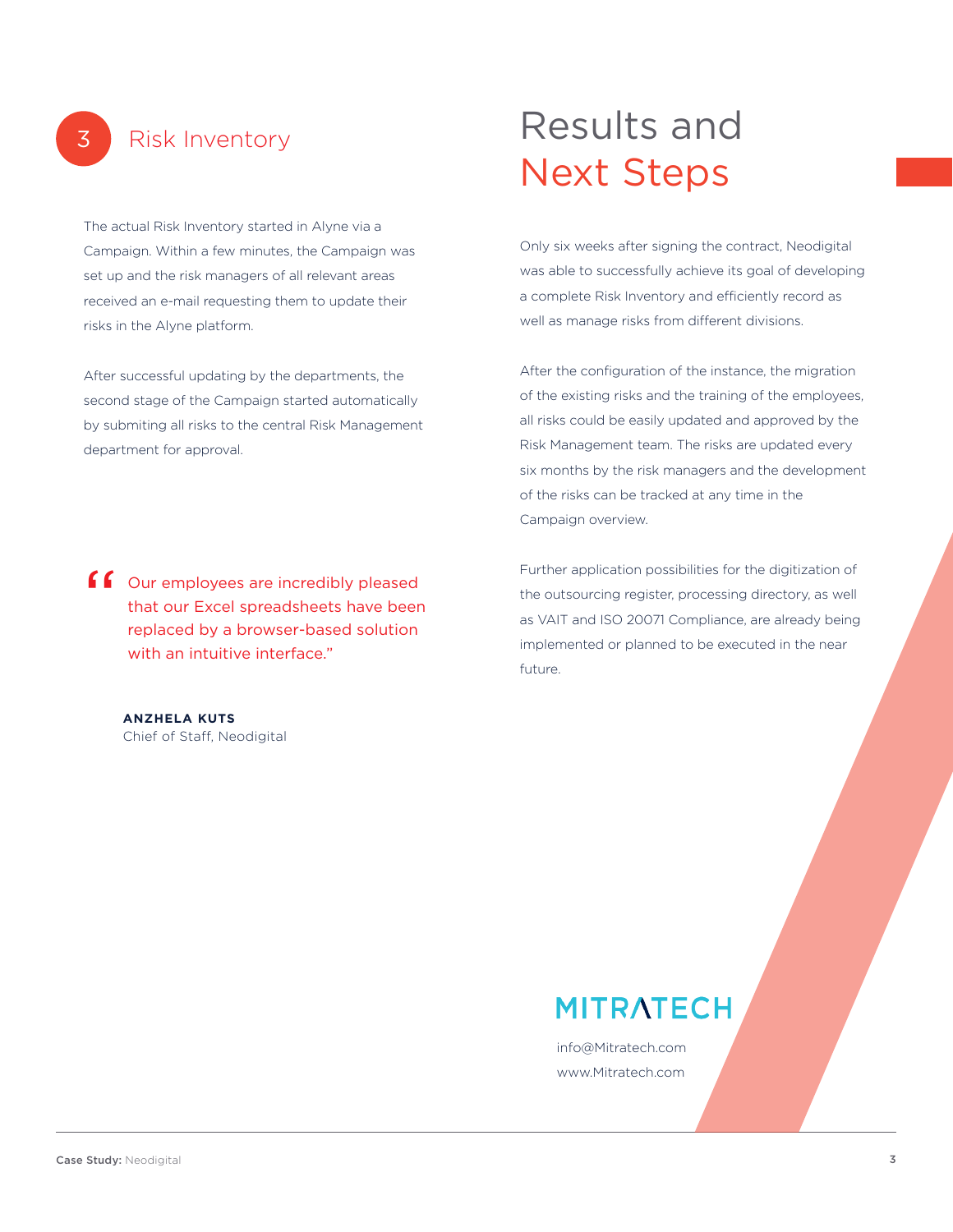## 3 Risk Inventory

The actual Risk Inventory started in Alyne via a Campaign. Within a few minutes, the Campaign was set up and the risk managers of all relevant areas received an e-mail requesting them to update their risks in the Alyne platform.

After successful updating by the departments, the second stage of the Campaign started automatically by submiting all risks to the central Risk Management department for approval.

> "Our employees are incredibly pleased that our Excel spreadsheets have been replaced by a browser-based solution with an intuitive interface."
>
> **ANZHELA KUTS**
> Chief of Staff, Neodigital

# Results and Next Steps

Only six weeks after signing the contract, Neodigital was able to successfully achieve its goal of developing a complete Risk Inventory and efficiently record as well as manage risks from different divisions.

After the configuration of the instance, the migration of the existing risks and the training of the employees, all risks could be easily updated and approved by the Risk Management team. The risks are updated every six months by the risk managers and the development of the risks can be tracked at any time in the Campaign overview.

Further application possibilities for the digitization of the outsourcing register, processing directory, as well as VAIT and ISO 20071 Compliance, are already being implemented or planned to be executed in the near future.

MITRATECH

info@Mitratech.com
www.Mitratech.com